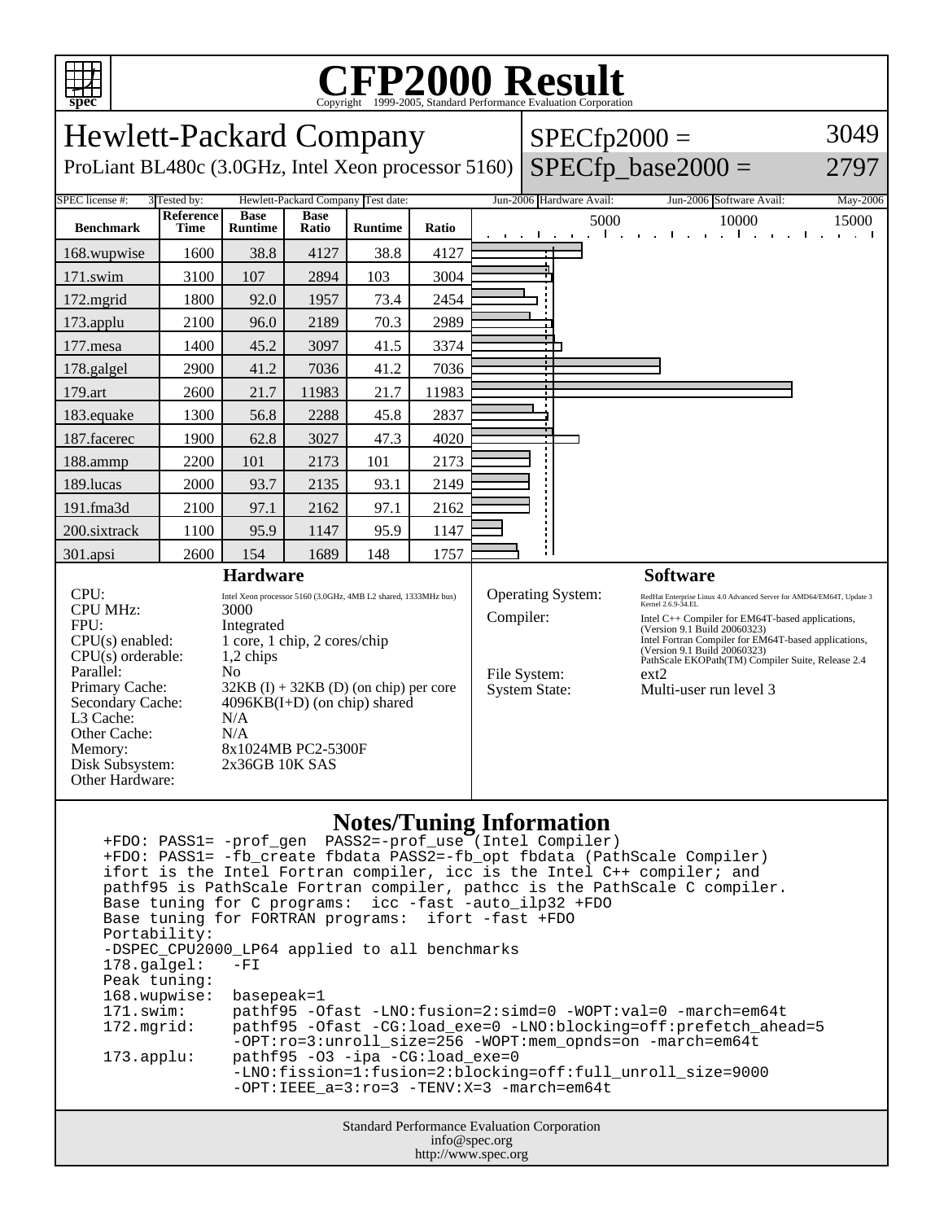# CFP2000 Result

Copyright 1999-2005, Standard Performance Evaluation Corporation

## Hewlett-Packard Company

ProLiant BL480c (3.0GHz, Intel Xeon processor 5160)

SPECfp2000 = 3049

SPECfp_base2000 = 2797

| SPEC license #: | 3 | Tested by: | Hewlett-Packard Company | Test date: | Jun-2006 | Hardware Avail: | Jun-2006 | Software Avail: | May-2006 |
|---|---|---|---|---|---|---|---|---|---|

| Benchmark | Reference Time | Base Runtime | Base Ratio | Runtime | Ratio |
|---|---|---|---|---|---|
| 168.wupwise | 1600 | 38.8 | 4127 | 38.8 | 4127 |
| 171.swim | 3100 | 107 | 2894 | 103 | 3004 |
| 172.mgrid | 1800 | 92.0 | 1957 | 73.4 | 2454 |
| 173.applu | 2100 | 96.0 | 2189 | 70.3 | 2989 |
| 177.mesa | 1400 | 45.2 | 3097 | 41.5 | 3374 |
| 178.galgel | 2900 | 41.2 | 7036 | 41.2 | 7036 |
| 179.art | 2600 | 21.7 | 11983 | 21.7 | 11983 |
| 183.equake | 1300 | 56.8 | 2288 | 45.8 | 2837 |
| 187.facerec | 1900 | 62.8 | 3027 | 47.3 | 4020 |
| 188.ammp | 2200 | 101 | 2173 | 101 | 2173 |
| 189.lucas | 2000 | 93.7 | 2135 | 93.1 | 2149 |
| 191.fma3d | 2100 | 97.1 | 2162 | 97.1 | 2162 |
| 200.sixtrack | 1100 | 95.9 | 1147 | 95.9 | 1147 |
| 301.apsi | 2600 | 154 | 1689 | 148 | 1757 |

### Hardware

| | |
|---|---|
| CPU: | Intel Xeon processor 5160 (3.0GHz, 4MB L2 shared, 1333MHz bus) |
| CPU MHz: | 3000 |
| FPU: | Integrated |
| CPU(s) enabled: | 1 core, 1 chip, 2 cores/chip |
| CPU(s) orderable: | 1,2 chips |
| Parallel: | No |
| Primary Cache: | 32KB (I) + 32KB (D) (on chip) per core |
| Secondary Cache: | 4096KB(I+D) (on chip) shared |
| L3 Cache: | N/A |
| Other Cache: | N/A |
| Memory: | 8x1024MB PC2-5300F |
| Disk Subsystem: | 2x36GB 10K SAS |
| Other Hardware: | |

### Software

| | |
|---|---|
| Operating System: | RedHat Enterprise Linux 4.0 Advanced Server for AMD64/EM64T, Update 3 Kernel 2.6.9-34.EL |
| Compiler: | Intel C++ Compiler for EM64T-based applications, (Version 9.1 Build 20060323) Intel Fortran Compiler for EM64T-based applications, (Version 9.1 Build 20060323) PathScale EKOPath(TM) Compiler Suite, Release 2.4 |
| File System: | ext2 |
| System State: | Multi-user run level 3 |

### Notes/Tuning Information

```
+FDO: PASS1= -prof_gen  PASS2=-prof_use (Intel Compiler)
+FDO: PASS1= -fb_create fbdata PASS2=-fb_opt fbdata (PathScale Compiler)
ifort is the Intel Fortran compiler, icc is the Intel C++ compiler; and
pathf95 is PathScale Fortran compiler, pathcc is the PathScale C compiler.
Base tuning for C programs:  icc -fast -auto_ilp32 +FDO
Base tuning for FORTRAN programs:  ifort -fast +FDO
Portability:
-DSPEC_CPU2000_LP64 applied to all benchmarks
178.galgel:   -FI
Peak tuning:
168.wupwise:  basepeak=1
171.swim:     pathf95 -Ofast -LNO:fusion=2:simd=0 -WOPT:val=0 -march=em64t
172.mgrid:    pathf95 -Ofast -CG:load_exe=0 -LNO:blocking=off:prefetch_ahead=5
              -OPT:ro=3:unroll_size=256 -WOPT:mem_opnds=on -march=em64t
173.applu:    pathf95 -O3 -ipa -CG:load_exe=0
              -LNO:fission=1:fusion=2:blocking=off:full_unroll_size=9000
              -OPT:IEEE_a=3:ro=3 -TENV:X=3 -march=em64t
```

Standard Performance Evaluation Corporation
info@spec.org
http://www.spec.org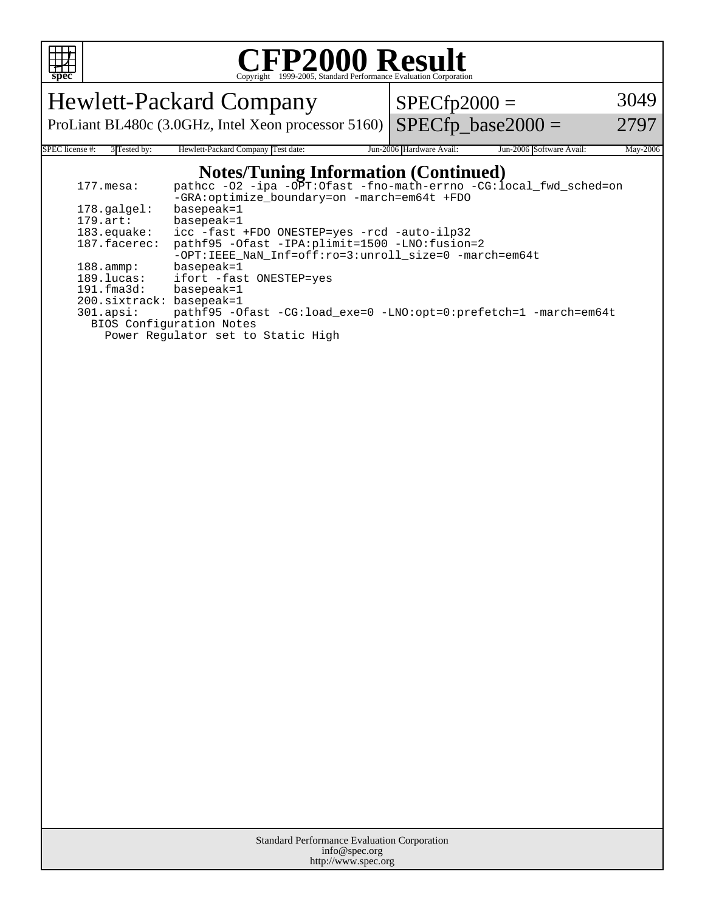# CFP2000 Result

Copyright 1999-2005, Standard Performance Evaluation Corporation

## Hewlett-Packard Company

ProLiant BL480c (3.0GHz, Intel Xeon processor 5160)

SPECfp2000 = 3049

SPECfp_base2000 = 2797

| SPEC license #: | 3 | Tested by: | Hewlett-Packard Company | Test date: | Jun-2006 | Hardware Avail: | Jun-2006 | Software Avail: | May-2006 |
|---|---|---|---|---|---|---|---|---|---|

### Notes/Tuning Information (Continued)

```
    177.mesa:      pathcc -O2 -ipa -OPT:Ofast -fno-math-errno -CG:local_fwd_sched=on
                   -GRA:optimize_boundary=on -march=em64t +FDO
    178.galgel:    basepeak=1
    179.art:       basepeak=1
    183.equake:    icc -fast +FDO ONESTEP=yes -rcd -auto-ilp32
    187.facerec:   pathf95 -Ofast -IPA:plimit=1500 -LNO:fusion=2
                   -OPT:IEEE_NaN_Inf=off:ro=3:unroll_size=0 -march=em64t
    188.ammp:      basepeak=1
    189.lucas:     ifort -fast ONESTEP=yes
    191.fma3d:     basepeak=1
    200.sixtrack: basepeak=1
    301.apsi:      pathf95 -Ofast -CG:load_exe=0 -LNO:opt=0:prefetch=1 -march=em64t
      BIOS Configuration Notes
        Power Regulator set to Static High
```

Standard Performance Evaluation Corporation
info@spec.org
http://www.spec.org